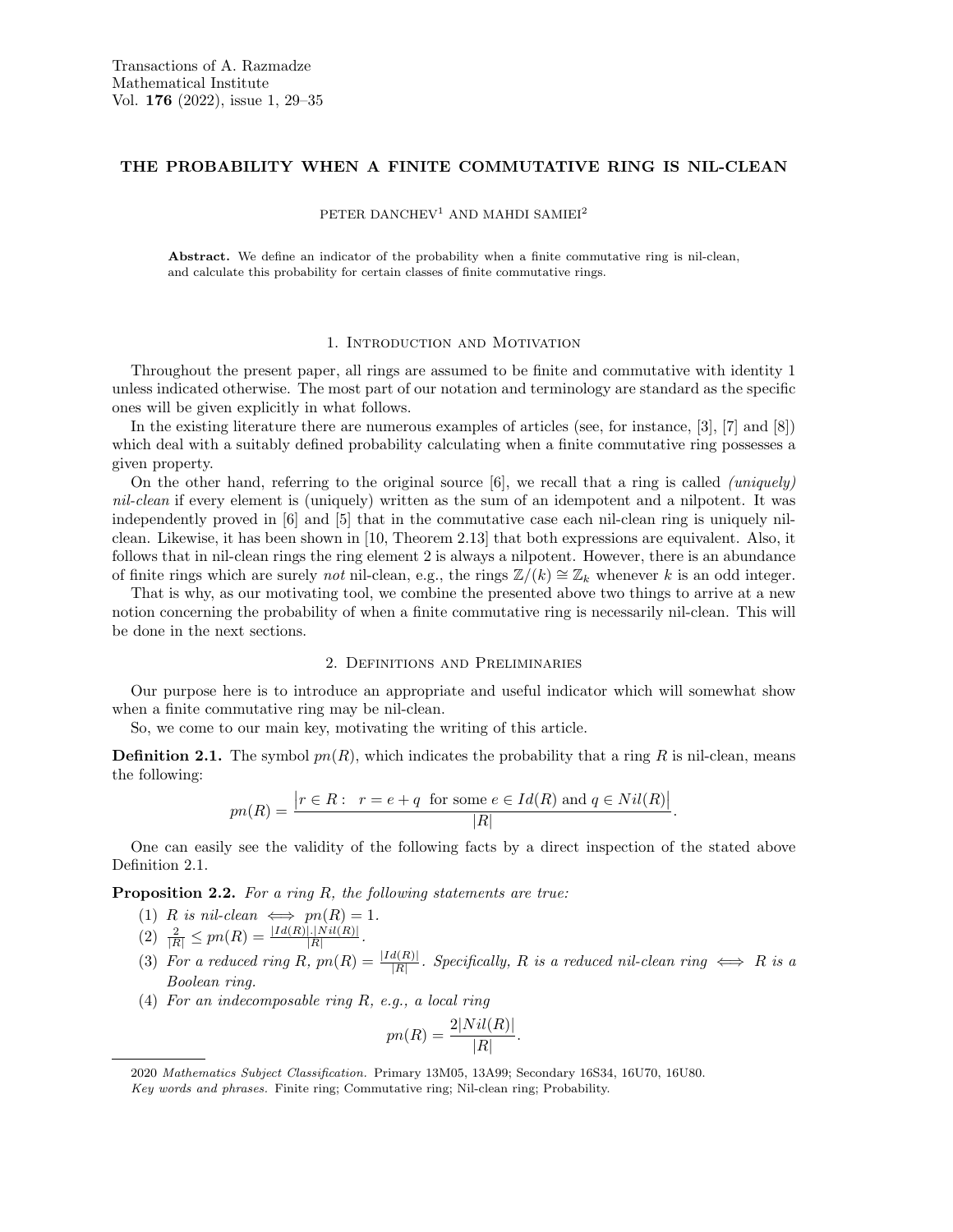# THE PROBABILITY WHEN A FINITE COMMUTATIVE RING IS NIL-CLEAN

PETER DANCHEV[1] AND MAHDI SAMIEI[2]

**Abstract.** We define an indicator of the probability when a finite commutative ring is nil-clean, and calculate this probability for certain classes of finite commutative rings.

## 1. Introduction and Motivation

Throughout the present paper, all rings are assumed to be finite and commutative with identity 1 unless indicated otherwise. The most part of our notation and terminology are standard as the specific ones will be given explicitly in what follows.

In the existing literature there are numerous examples of articles (see, for instance, [3], [7] and [8]) which deal with a suitably defined probability calculating when a finite commutative ring possesses a given property.

On the other hand, referring to the original source [6], we recall that a ring is called *(uniquely) nil-clean* if every element is (uniquely) written as the sum of an idempotent and a nilpotent. It was independently proved in [6] and [5] that in the commutative case each nil-clean ring is uniquely nil-clean. Likewise, it has been shown in [10, Theorem 2.13] that both expressions are equivalent. Also, it follows that in nil-clean rings the ring element 2 is always a nilpotent. However, there is an abundance of finite rings which are surely *not* nil-clean, e.g., the rings $\mathbb{Z}/(k) \cong \mathbb{Z}_k$ whenever $k$ is an odd integer.

That is why, as our motivating tool, we combine the presented above two things to arrive at a new notion concerning the probability of when a finite commutative ring is necessarily nil-clean. This will be done in the next sections.

## 2. Definitions and Preliminaries

Our purpose here is to introduce an appropriate and useful indicator which will somewhat show when a finite commutative ring may be nil-clean.

So, we come to our main key, motivating the writing of this article.

**Definition 2.1.** The symbol $pn(R)$, which indicates the probability that a ring $R$ is nil-clean, means the following:

$$pn(R) = \frac{\left|r \in R : \ \ r = e + q \ \text{ for some } e \in Id(R) \text{ and } q \in Nil(R)\right|}{|R|}.$$

One can easily see the validity of the following facts by a direct inspection of the stated above Definition 2.1.

**Proposition 2.2.** *For a ring $R$, the following statements are true:*

(1) *$R$ is nil-clean $\iff$ $pn(R) = 1$.*

(2) $\frac{2}{|R|} \leq pn(R) = \frac{|Id(R)|.|Nil(R)|}{|R|}$.

(3) *For a reduced ring $R$, $pn(R) = \frac{|Id(R)|}{|R|}$. Specifically, $R$ is a reduced nil-clean ring $\iff$ $R$ is a Boolean ring.*

(4) *For an indecomposable ring $R$, e.g., a local ring*

$$pn(R) = \frac{2|Nil(R)|}{|R|}.$$

---

2020 *Mathematics Subject Classification.* Primary 13M05, 13A99; Secondary 16S34, 16U70, 16U80.

*Key words and phrases.* Finite ring; Commutative ring; Nil-clean ring; Probability.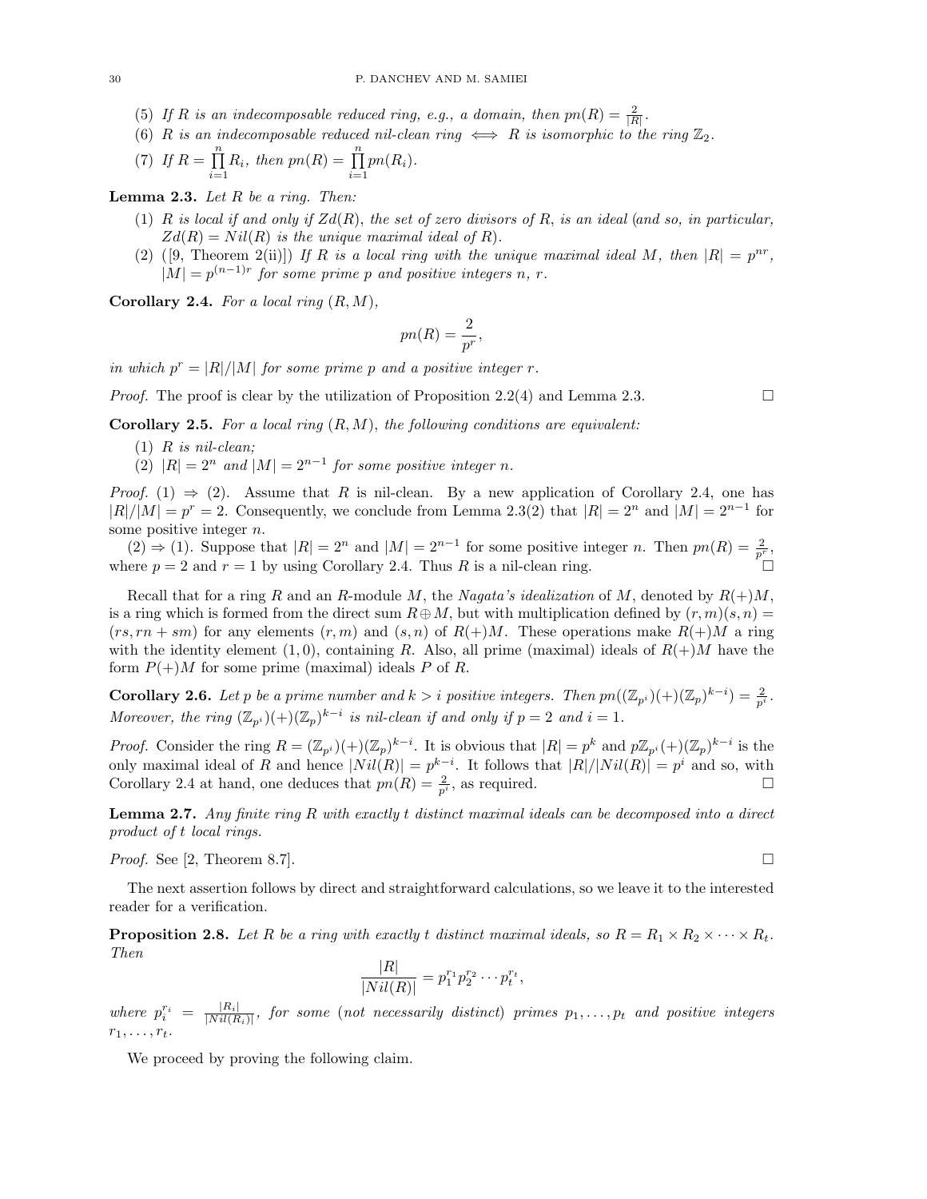(5) *If $R$ is an indecomposable reduced ring, e.g., a domain, then $pn(R) = \frac{2}{|R|}$.*

(6) *$R$ is an indecomposable reduced nil-clean ring $\iff$ $R$ is isomorphic to the ring $\mathbb{Z}_2$.*

(7) *If $R = \prod_{i=1}^{n} R_i$, then $pn(R) = \prod_{i=1}^{n} pn(R_i)$.*

**Lemma 2.3.** *Let $R$ be a ring. Then:*

(1) *$R$ is local if and only if $Zd(R)$, the set of zero divisors of $R$, is an ideal (and so, in particular, $Zd(R) = Nil(R)$ is the unique maximal ideal of $R$).*

(2) *([9, Theorem 2(ii)]) If $R$ is a local ring with the unique maximal ideal $M$, then $|R| = p^{nr}$, $|M| = p^{(n-1)r}$ for some prime $p$ and positive integers $n$, $r$.*

**Corollary 2.4.** *For a local ring $(R, M)$,*

$$pn(R) = \frac{2}{p^r},$$

*in which $p^r = |R|/|M|$ for some prime $p$ and a positive integer $r$.*

*Proof.* The proof is clear by the utilization of Proposition 2.2(4) and Lemma 2.3. $\square$

**Corollary 2.5.** *For a local ring $(R, M)$, the following conditions are equivalent:*

(1) *$R$ is nil-clean;*

(2) *$|R| = 2^n$ and $|M| = 2^{n-1}$ for some positive integer $n$.*

*Proof.* (1) $\Rightarrow$ (2). Assume that $R$ is nil-clean. By a new application of Corollary 2.4, one has $|R|/|M| = p^r = 2$. Consequently, we conclude from Lemma 2.3(2) that $|R| = 2^n$ and $|M| = 2^{n-1}$ for some positive integer $n$.

(2) $\Rightarrow$ (1). Suppose that $|R| = 2^n$ and $|M| = 2^{n-1}$ for some positive integer $n$. Then $pn(R) = \frac{2}{p^r}$, where $p = 2$ and $r = 1$ by using Corollary 2.4. Thus $R$ is a nil-clean ring. $\square$

Recall that for a ring $R$ and an $R$-module $M$, the *Nagata's idealization* of $M$, denoted by $R(+)M$, is a ring which is formed from the direct sum $R \oplus M$, but with multiplication defined by $(r, m)(s, n) = (rs, rn + sm)$ for any elements $(r, m)$ and $(s, n)$ of $R(+)M$. These operations make $R(+)M$ a ring with the identity element $(1, 0)$, containing $R$. Also, all prime (maximal) ideals of $R(+)M$ have the form $P(+)M$ for some prime (maximal) ideals $P$ of $R$.

**Corollary 2.6.** *Let $p$ be a prime number and $k > i$ positive integers. Then $pn((\mathbb{Z}_{p^i})(+)(\mathbb{Z}_p)^{k-i}) = \frac{2}{p^i}$. Moreover, the ring $(\mathbb{Z}_{p^i})(+)(\mathbb{Z}_p)^{k-i}$ is nil-clean if and only if $p = 2$ and $i = 1$.*

*Proof.* Consider the ring $R = (\mathbb{Z}_{p^i})(+)(\mathbb{Z}_p)^{k-i}$. It is obvious that $|R| = p^k$ and $p\mathbb{Z}_{p^i}(+)(\mathbb{Z}_p)^{k-i}$ is the only maximal ideal of $R$ and hence $|Nil(R)| = p^{k-i}$. It follows that $|R|/|Nil(R)| = p^i$ and so, with Corollary 2.4 at hand, one deduces that $pn(R) = \frac{2}{p^i}$, as required. $\square$

**Lemma 2.7.** *Any finite ring $R$ with exactly $t$ distinct maximal ideals can be decomposed into a direct product of $t$ local rings.*

*Proof.* See [2, Theorem 8.7]. $\square$

The next assertion follows by direct and straightforward calculations, so we leave it to the interested reader for a verification.

**Proposition 2.8.** *Let $R$ be a ring with exactly $t$ distinct maximal ideals, so $R = R_1 \times R_2 \times \cdots \times R_t$. Then*

$$\frac{|R|}{|Nil(R)|} = p_1^{r_1} p_2^{r_2} \cdots p_t^{r_t},$$

*where $p_i^{r_i} = \frac{|R_i|}{|Nil(R_i)|}$, for some (not necessarily distinct) primes $p_1, \ldots, p_t$ and positive integers $r_1, \ldots, r_t$.*

We proceed by proving the following claim.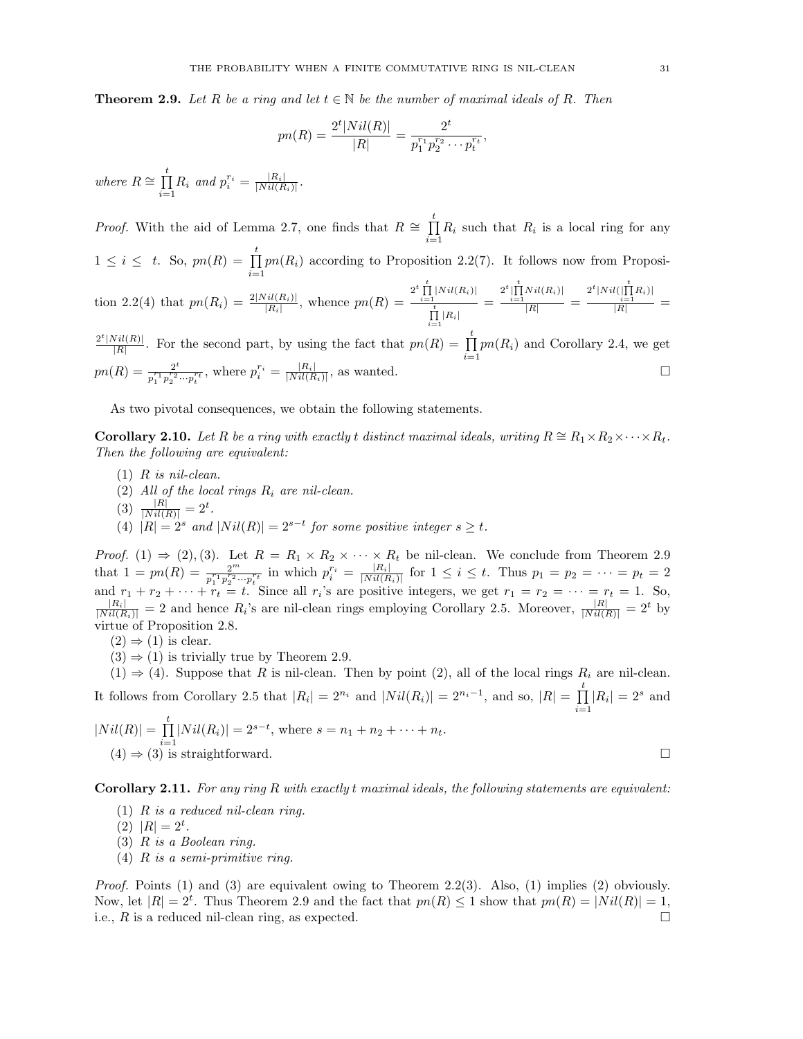**Theorem 2.9.** *Let $R$ be a ring and let $t \in \mathbb{N}$ be the number of maximal ideals of $R$. Then*

$$pn(R) = \frac{2^t|Nil(R)|}{|R|} = \frac{2^t}{p_1^{r_1}p_2^{r_2}\cdots p_t^{r_t}},$$

*where $R \cong \prod_{i=1}^{t} R_i$ and $p_i^{r_i} = \frac{|R_i|}{|Nil(R_i)|}$.*

*Proof.* With the aid of Lemma 2.7, one finds that $R \cong \prod_{i=1}^{t} R_i$ such that $R_i$ is a local ring for any $1 \leq i \leq t$. So, $pn(R) = \prod_{i=1}^{t} pn(R_i)$ according to Proposition 2.2(7). It follows now from Proposition 2.2(4) that $pn(R_i) = \frac{2|Nil(R_i)|}{|R_i|}$, whence $pn(R) = \frac{2^t \prod_{i=1}^{t}|Nil(R_i)|}{\prod_{i=1}^{t}|R_i|} = \frac{2^t|\prod_{i=1}^{t}Nil(R_i)|}{|R|} = \frac{2^t|Nil(\prod_{i=1}^{t}R_i)|}{|R|} = \frac{2^t|Nil(R)|}{|R|}$. For the second part, by using the fact that $pn(R) = \prod_{i=1}^{t} pn(R_i)$ and Corollary 2.4, we get $pn(R) = \frac{2^t}{p_1^{r_1}p_2^{r_2}\cdots p_t^{r_t}}$, where $p_i^{r_i} = \frac{|R_i|}{|Nil(R_i)|}$, as wanted. □

As two pivotal consequences, we obtain the following statements.

**Corollary 2.10.** *Let $R$ be a ring with exactly $t$ distinct maximal ideals, writing $R \cong R_1 \times R_2 \times \cdots \times R_t$. Then the following are equivalent:*

1. *$R$ is nil-clean.*
2. *All of the local rings $R_i$ are nil-clean.*
3. *$\frac{|R|}{|Nil(R)|} = 2^t$.*
4. *$|R| = 2^s$ and $|Nil(R)| = 2^{s-t}$ for some positive integer $s \geq t$.*

*Proof.* (1) ⇒ (2), (3). Let $R = R_1 \times R_2 \times \cdots \times R_t$ be nil-clean. We conclude from Theorem 2.9 that $1 = pn(R) = \frac{2^m}{p_1^{r_1}p_2^{r_2}\cdots p_t^{r_t}}$ in which $p_i^{r_i} = \frac{|R_i|}{|Nil(R_i)|}$ for $1 \leq i \leq t$. Thus $p_1 = p_2 = \cdots = p_t = 2$ and $r_1 + r_2 + \cdots + r_t = t$. Since all $r_i$'s are positive integers, we get $r_1 = r_2 = \cdots = r_t = 1$. So, $\frac{|R_i|}{|Nil(R_i)|} = 2$ and hence $R_i$'s are nil-clean rings employing Corollary 2.5. Moreover, $\frac{|R|}{|Nil(R)|} = 2^t$ by virtue of Proposition 2.8.

(2) ⇒ (1) is clear.

(3) ⇒ (1) is trivially true by Theorem 2.9.

(1) ⇒ (4). Suppose that $R$ is nil-clean. Then by point (2), all of the local rings $R_i$ are nil-clean. It follows from Corollary 2.5 that $|R_i| = 2^{n_i}$ and $|Nil(R_i)| = 2^{n_i-1}$, and so, $|R| = \prod_{i=1}^{t}|R_i| = 2^s$ and $|Nil(R)| = \prod_{i=1}^{t}|Nil(R_i)| = 2^{s-t}$, where $s = n_1 + n_2 + \cdots + n_t$.

(4) ⇒ (3) is straightforward. □

**Corollary 2.11.** *For any ring $R$ with exactly $t$ maximal ideals, the following statements are equivalent:*

1. *$R$ is a reduced nil-clean ring.*
2. *$|R| = 2^t$.*
3. *$R$ is a Boolean ring.*
4. *$R$ is a semi-primitive ring.*

*Proof.* Points (1) and (3) are equivalent owing to Theorem 2.2(3). Also, (1) implies (2) obviously. Now, let $|R| = 2^t$. Thus Theorem 2.9 and the fact that $pn(R) \leq 1$ show that $pn(R) = |Nil(R)| = 1$, i.e., $R$ is a reduced nil-clean ring, as expected. □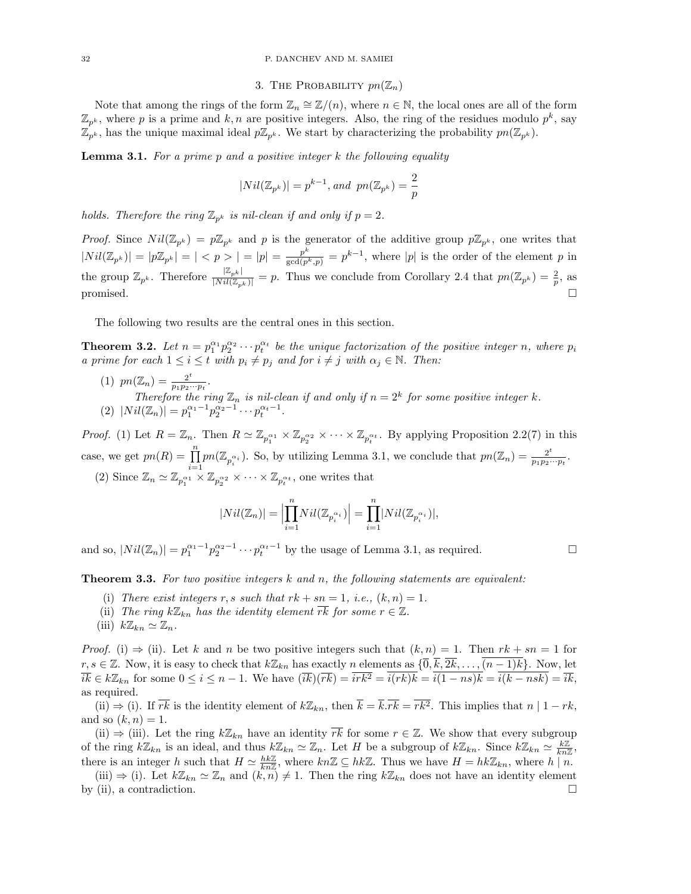## 3. The Probability $pn(\mathbb{Z}_n)$

Note that among the rings of the form $\mathbb{Z}_n \cong \mathbb{Z}/(n)$, where $n \in \mathbb{N}$, the local ones are all of the form $\mathbb{Z}_{p^k}$, where $p$ is a prime and $k, n$ are positive integers. Also, the ring of the residues modulo $p^k$, say $\mathbb{Z}_{p^k}$, has the unique maximal ideal $p\mathbb{Z}_{p^k}$. We start by characterizing the probability $pn(\mathbb{Z}_{p^k})$.

**Lemma 3.1.** *For a prime $p$ and a positive integer $k$ the following equality*

$$|Nil(\mathbb{Z}_{p^k})| = p^{k-1}, \text{ and } pn(\mathbb{Z}_{p^k}) = \frac{2}{p}$$

*holds. Therefore the ring $\mathbb{Z}_{p^k}$ is nil-clean if and only if $p = 2$.*

*Proof.* Since $Nil(\mathbb{Z}_{p^k}) = p\mathbb{Z}_{p^k}$ and $p$ is the generator of the additive group $p\mathbb{Z}_{p^k}$, one writes that $|Nil(\mathbb{Z}_{p^k})| = |p\mathbb{Z}_{p^k}| = |<p>| = |p| = \frac{p^k}{\gcd(p^k,p)} = p^{k-1}$, where $|p|$ is the order of the element $p$ in the group $\mathbb{Z}_{p^k}$. Therefore $\frac{|\mathbb{Z}_{p^k}|}{|Nil(\mathbb{Z}_{p^k})|} = p$. Thus we conclude from Corollary 2.4 that $pn(\mathbb{Z}_{p^k}) = \frac{2}{p}$, as promised. $\square$

The following two results are the central ones in this section.

**Theorem 3.2.** *Let $n = p_1^{\alpha_1} p_2^{\alpha_2} \cdots p_t^{\alpha_t}$ be the unique factorization of the positive integer $n$, where $p_i$ a prime for each $1 \leq i \leq t$ with $p_i \neq p_j$ and for $i \neq j$ with $\alpha_j \in \mathbb{N}$. Then:*

1. $pn(\mathbb{Z}_n) = \frac{2^t}{p_1 p_2 \cdots p_t}$.
   *Therefore the ring $\mathbb{Z}_n$ is nil-clean if and only if $n = 2^k$ for some positive integer $k$.*
2. $|Nil(\mathbb{Z}_n)| = p_1^{\alpha_1 - 1} p_2^{\alpha_2 - 1} \cdots p_t^{\alpha_t - 1}$.

*Proof.* (1) Let $R = \mathbb{Z}_n$. Then $R \simeq \mathbb{Z}_{p_1^{\alpha_1}} \times \mathbb{Z}_{p_2^{\alpha_2}} \times \cdots \times \mathbb{Z}_{p_t^{\alpha_t}}$. By applying Proposition 2.2(7) in this case, we get $pn(R) = \prod_{i=1}^{n} pn(\mathbb{Z}_{p_i^{\alpha_i}})$. So, by utilizing Lemma 3.1, we conclude that $pn(\mathbb{Z}_n) = \frac{2^t}{p_1 p_2 \cdots p_t}$.

(2) Since $\mathbb{Z}_n \simeq \mathbb{Z}_{p_1^{\alpha_1}} \times \mathbb{Z}_{p_2^{\alpha_2}} \times \cdots \times \mathbb{Z}_{p_t^{\alpha_t}}$, one writes that

$$|Nil(\mathbb{Z}_n)| = \Big|\prod_{i=1}^{n} Nil(\mathbb{Z}_{p_i^{\alpha_i}})\Big| = \prod_{i=1}^{n} |Nil(\mathbb{Z}_{p_i^{\alpha_i}})|,$$

and so, $|Nil(\mathbb{Z}_n)| = p_1^{\alpha_1 - 1} p_2^{\alpha_2 - 1} \cdots p_t^{\alpha_t - 1}$ by the usage of Lemma 3.1, as required. $\square$

**Theorem 3.3.** *For two positive integers $k$ and $n$, the following statements are equivalent:*

(i) *There exist integers $r, s$ such that $rk + sn = 1$, i.e., $(k, n) = 1$.*
(ii) *The ring $k\mathbb{Z}_{kn}$ has the identity element $\overline{rk}$ for some $r \in \mathbb{Z}$.*
(iii) *$k\mathbb{Z}_{kn} \simeq \mathbb{Z}_n$.*

*Proof.* (i) $\Rightarrow$ (ii). Let $k$ and $n$ be two positive integers such that $(k, n) = 1$. Then $rk + sn = 1$ for $r, s \in \mathbb{Z}$. Now, it is easy to check that $k\mathbb{Z}_{kn}$ has exactly $n$ elements as $\{\overline{0}, \overline{k}, \overline{2k}, \ldots, \overline{(n-1)k}\}$. Now, let $\overline{ik} \in k\mathbb{Z}_{kn}$ for some $0 \leq i \leq n-1$. We have $(\overline{ik})(\overline{rk}) = \overline{irk^2} = \overline{i(rk)k} = \overline{i(1-ns)k} = \overline{i(k - nsk)} = \overline{ik}$, as required.

(ii) $\Rightarrow$ (i). If $\overline{rk}$ is the identity element of $k\mathbb{Z}_{kn}$, then $\overline{k} = \overline{k}.\overline{rk} = \overline{rk^2}$. This implies that $n \mid 1 - rk$, and so $(k, n) = 1$.

(ii) $\Rightarrow$ (iii). Let the ring $k\mathbb{Z}_{kn}$ have an identity $\overline{rk}$ for some $r \in \mathbb{Z}$. We show that every subgroup of the ring $k\mathbb{Z}_{kn}$ is an ideal, and thus $k\mathbb{Z}_{kn} \simeq \mathbb{Z}_n$. Let $H$ be a subgroup of $k\mathbb{Z}_{kn}$. Since $k\mathbb{Z}_{kn} \simeq \frac{k\mathbb{Z}}{kn\mathbb{Z}}$, there is an integer $h$ such that $H \simeq \frac{hk\mathbb{Z}}{kn\mathbb{Z}}$, where $kn\mathbb{Z} \subseteq hk\mathbb{Z}$. Thus we have $H = hk\mathbb{Z}_{kn}$, where $h \mid n$.

(iii) $\Rightarrow$ (i). Let $k\mathbb{Z}_{kn} \simeq \mathbb{Z}_n$ and $(k, n) \neq 1$. Then the ring $k\mathbb{Z}_{kn}$ does not have an identity element by (ii), a contradiction. $\square$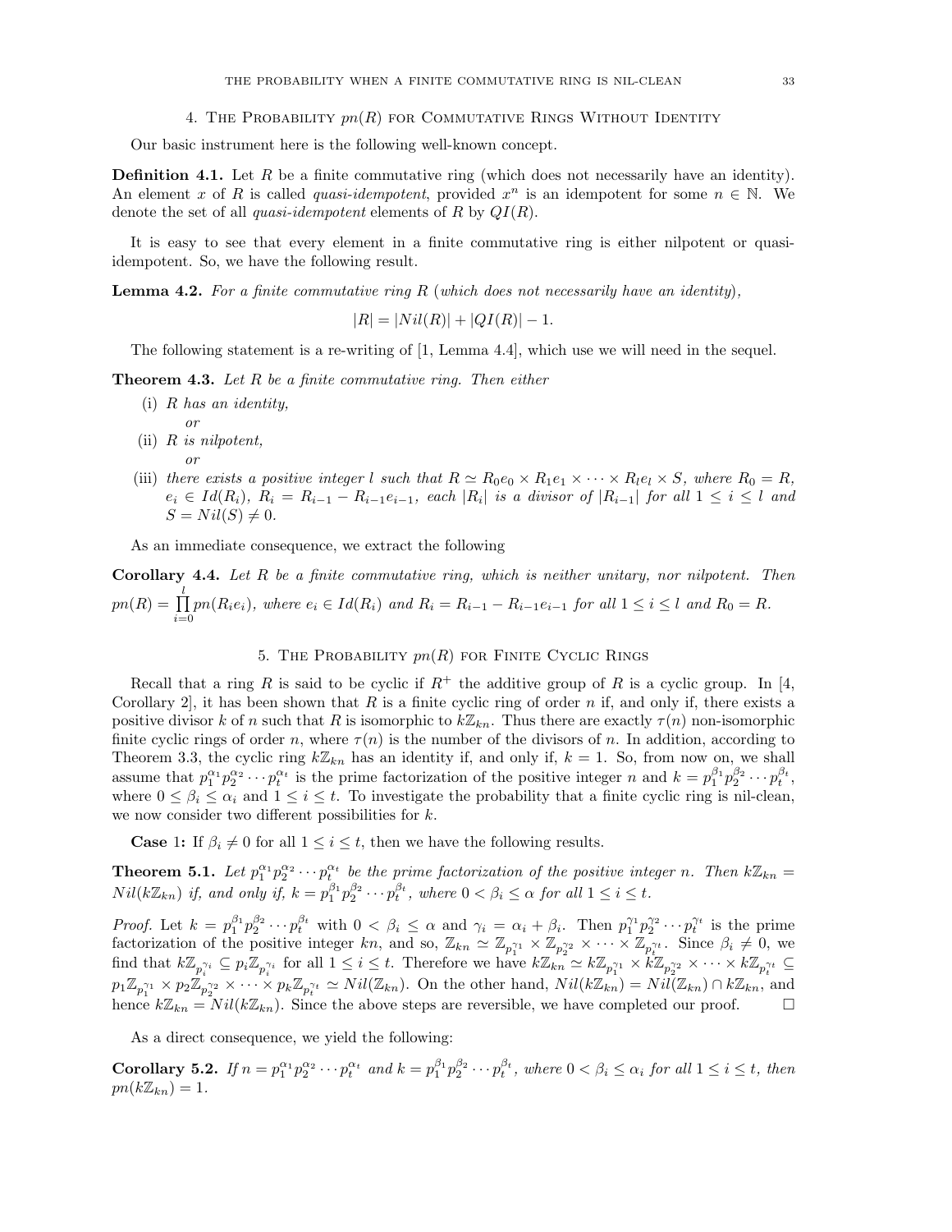## 4. The Probability $pn(R)$ for Commutative Rings Without Identity

Our basic instrument here is the following well-known concept.

**Definition 4.1.** Let $R$ be a finite commutative ring (which does not necessarily have an identity). An element $x$ of $R$ is called *quasi-idempotent*, provided $x^n$ is an idempotent for some $n \in \mathbb{N}$. We denote the set of all *quasi-idempotent* elements of $R$ by $QI(R)$.

It is easy to see that every element in a finite commutative ring is either nilpotent or quasi-idempotent. So, we have the following result.

**Lemma 4.2.** *For a finite commutative ring $R$ (which does not necessarily have an identity),*

$$|R| = |Nil(R)| + |QI(R)| - 1.$$

The following statement is a re-writing of [1, Lemma 4.4], which use we will need in the sequel.

**Theorem 4.3.** *Let $R$ be a finite commutative ring. Then either*

(i) *$R$ has an identity,*
*or*
(ii) *$R$ is nilpotent,*
*or*
(iii) *there exists a positive integer $l$ such that $R \simeq R_0e_0 \times R_1e_1 \times \cdots \times R_le_l \times S$, where $R_0 = R$, $e_i \in Id(R_i)$, $R_i = R_{i-1} - R_{i-1}e_{i-1}$, each $|R_i|$ is a divisor of $|R_{i-1}|$ for all $1 \leq i \leq l$ and $S = Nil(S) \neq 0$.*

As an immediate consequence, we extract the following

**Corollary 4.4.** *Let $R$ be a finite commutative ring, which is neither unitary, nor nilpotent. Then $pn(R) = \prod_{i=0}^{l} pn(R_ie_i)$, where $e_i \in Id(R_i)$ and $R_i = R_{i-1} - R_{i-1}e_{i-1}$ for all $1 \leq i \leq l$ and $R_0 = R$.*

## 5. The Probability $pn(R)$ for Finite Cyclic Rings

Recall that a ring $R$ is said to be cyclic if $R^+$ the additive group of $R$ is a cyclic group. In [4, Corollary 2], it has been shown that $R$ is a finite cyclic ring of order $n$ if, and only if, there exists a positive divisor $k$ of $n$ such that $R$ is isomorphic to $k\mathbb{Z}_{kn}$. Thus there are exactly $\tau(n)$ non-isomorphic finite cyclic rings of order $n$, where $\tau(n)$ is the number of the divisors of $n$. In addition, according to Theorem 3.3, the cyclic ring $k\mathbb{Z}_{kn}$ has an identity if, and only if, $k = 1$. So, from now on, we shall assume that $p_1^{\alpha_1}p_2^{\alpha_2}\cdots p_t^{\alpha_t}$ is the prime factorization of the positive integer $n$ and $k = p_1^{\beta_1}p_2^{\beta_2}\cdots p_t^{\beta_t}$, where $0 \leq \beta_i \leq \alpha_i$ and $1 \leq i \leq t$. To investigate the probability that a finite cyclic ring is nil-clean, we now consider two different possibilities for $k$.

**Case 1:** If $\beta_i \neq 0$ for all $1 \leq i \leq t$, then we have the following results.

**Theorem 5.1.** *Let $p_1^{\alpha_1}p_2^{\alpha_2}\cdots p_t^{\alpha_t}$ be the prime factorization of the positive integer $n$. Then $k\mathbb{Z}_{kn} = Nil(k\mathbb{Z}_{kn})$ if, and only if, $k = p_1^{\beta_1}p_2^{\beta_2}\cdots p_t^{\beta_t}$, where $0 < \beta_i \leq \alpha$ for all $1 \leq i \leq t$.*

*Proof.* Let $k = p_1^{\beta_1}p_2^{\beta_2}\cdots p_t^{\beta_t}$ with $0 < \beta_i \leq \alpha$ and $\gamma_i = \alpha_i + \beta_i$. Then $p_1^{\gamma_1}p_2^{\gamma_2}\cdots p_t^{\gamma_t}$ is the prime factorization of the positive integer $kn$, and so, $\mathbb{Z}_{kn} \simeq \mathbb{Z}_{p_1^{\gamma_1}} \times \mathbb{Z}_{p_2^{\gamma_2}} \times \cdots \times \mathbb{Z}_{p_t^{\gamma_t}}$. Since $\beta_i \neq 0$, we find that $k\mathbb{Z}_{p_i^{\gamma_i}} \subseteq p_i\mathbb{Z}_{p_i^{\gamma_i}}$ for all $1 \leq i \leq t$. Therefore we have $k\mathbb{Z}_{kn} \simeq k\mathbb{Z}_{p_1^{\gamma_1}} \times k\mathbb{Z}_{p_2^{\gamma_2}} \times \cdots \times k\mathbb{Z}_{p_t^{\gamma_t}} \subseteq p_1\mathbb{Z}_{p_1^{\gamma_1}} \times p_2\mathbb{Z}_{p_2^{\gamma_2}} \times \cdots \times p_k\mathbb{Z}_{p_t^{\gamma_t}} \simeq Nil(\mathbb{Z}_{kn})$. On the other hand, $Nil(k\mathbb{Z}_{kn}) = Nil(\mathbb{Z}_{kn}) \cap k\mathbb{Z}_{kn}$, and hence $k\mathbb{Z}_{kn} = Nil(k\mathbb{Z}_{kn})$. Since the above steps are reversible, we have completed our proof. $\square$

As a direct consequence, we yield the following:

**Corollary 5.2.** *If $n = p_1^{\alpha_1}p_2^{\alpha_2}\cdots p_t^{\alpha_t}$ and $k = p_1^{\beta_1}p_2^{\beta_2}\cdots p_t^{\beta_t}$, where $0 < \beta_i \leq \alpha_i$ for all $1 \leq i \leq t$, then $pn(k\mathbb{Z}_{kn}) = 1$.*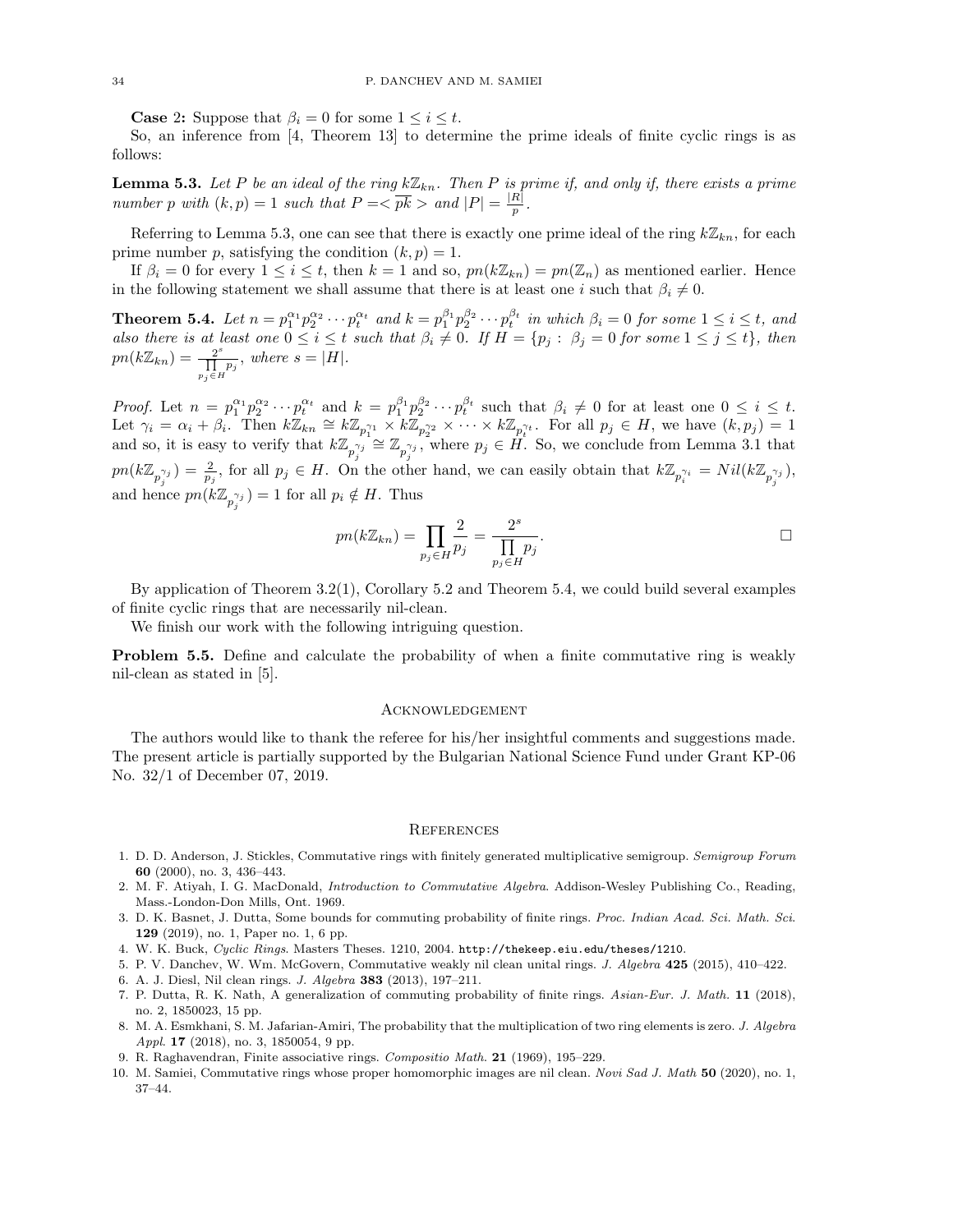**Case 2:** Suppose that $\beta_i = 0$ for some $1 \leq i \leq t$.

So, an inference from [4, Theorem 13] to determine the prime ideals of finite cyclic rings is as follows:

**Lemma 5.3.** *Let $P$ be an ideal of the ring $k\mathbb{Z}_{kn}$. Then $P$ is prime if, and only if, there exists a prime number $p$ with $(k,p) = 1$ such that $P = < \overline{pk} >$ and $|P| = \frac{|R|}{p}$.*

Referring to Lemma 5.3, one can see that there is exactly one prime ideal of the ring $k\mathbb{Z}_{kn}$, for each prime number $p$, satisfying the condition $(k,p) = 1$.

If $\beta_i = 0$ for every $1 \leq i \leq t$, then $k = 1$ and so, $pn(k\mathbb{Z}_{kn}) = pn(\mathbb{Z}_n)$ as mentioned earlier. Hence in the following statement we shall assume that there is at least one $i$ such that $\beta_i \neq 0$.

**Theorem 5.4.** *Let $n = p_1^{\alpha_1} p_2^{\alpha_2} \cdots p_t^{\alpha_t}$ and $k = p_1^{\beta_1} p_2^{\beta_2} \cdots p_t^{\beta_t}$ in which $\beta_i = 0$ for some $1 \leq i \leq t$, and also there is at least one $0 \leq i \leq t$ such that $\beta_i \neq 0$. If $H = \{p_j : \beta_j = 0 \text{ for some } 1 \leq j \leq t\}$, then $pn(k\mathbb{Z}_{kn}) = \frac{2^s}{\prod_{p_j \in H} p_j}$, where $s = |H|$.*

*Proof.* Let $n = p_1^{\alpha_1} p_2^{\alpha_2} \cdots p_t^{\alpha_t}$ and $k = p_1^{\beta_1} p_2^{\beta_2} \cdots p_t^{\beta_t}$ such that $\beta_i \neq 0$ for at least one $0 \leq i \leq t$. Let $\gamma_i = \alpha_i + \beta_i$. Then $k\mathbb{Z}_{kn} \cong k\mathbb{Z}_{p_1^{\gamma_1}} \times k\mathbb{Z}_{p_2^{\gamma_2}} \times \cdots \times k\mathbb{Z}_{p_t^{\gamma_t}}$. For all $p_j \in H$, we have $(k, p_j) = 1$ and so, it is easy to verify that $k\mathbb{Z}_{p_j^{\gamma_j}} \cong \mathbb{Z}_{p_j^{\gamma_j}}$, where $p_j \in H$. So, we conclude from Lemma 3.1 that $pn(k\mathbb{Z}_{p_j^{\gamma_j}}) = \frac{2}{p_j}$, for all $p_j \in H$. On the other hand, we can easily obtain that $k\mathbb{Z}_{p_i^{\gamma_i}} = Nil(k\mathbb{Z}_{p_j^{\gamma_j}})$, and hence $pn(k\mathbb{Z}_{p_j^{\gamma_j}}) = 1$ for all $p_i \notin H$. Thus

$$pn(k\mathbb{Z}_{kn}) = \prod_{p_j \in H} \frac{2}{p_j} = \frac{2^s}{\prod_{p_j \in H} p_j}.$$

□

By application of Theorem 3.2(1), Corollary 5.2 and Theorem 5.4, we could build several examples of finite cyclic rings that are necessarily nil-clean.

We finish our work with the following intriguing question.

**Problem 5.5.** Define and calculate the probability of when a finite commutative ring is weakly nil-clean as stated in [5].

## Acknowledgement

The authors would like to thank the referee for his/her insightful comments and suggestions made. The present article is partially supported by the Bulgarian National Science Fund under Grant KP-06 No. 32/1 of December 07, 2019.

## References

1. D. D. Anderson, J. Stickles, Commutative rings with finitely generated multiplicative semigroup. *Semigroup Forum* **60** (2000), no. 3, 436–443.
2. M. F. Atiyah, I. G. MacDonald, *Introduction to Commutative Algebra*. Addison-Wesley Publishing Co., Reading, Mass.-London-Don Mills, Ont. 1969.
3. D. K. Basnet, J. Dutta, Some bounds for commuting probability of finite rings. *Proc. Indian Acad. Sci. Math. Sci.* **129** (2019), no. 1, Paper no. 1, 6 pp.
4. W. K. Buck, *Cyclic Rings*. Masters Theses. 1210, 2004. http://thekeep.eiu.edu/theses/1210.
5. P. V. Danchev, W. Wm. McGovern, Commutative weakly nil clean unital rings. *J. Algebra* **425** (2015), 410–422.
6. A. J. Diesl, Nil clean rings. *J. Algebra* **383** (2013), 197–211.
7. P. Dutta, R. K. Nath, A generalization of commuting probability of finite rings. *Asian-Eur. J. Math.* **11** (2018), no. 2, 1850023, 15 pp.
8. M. A. Esmkhani, S. M. Jafarian-Amiri, The probability that the multiplication of two ring elements is zero. *J. Algebra Appl.* **17** (2018), no. 3, 1850054, 9 pp.
9. R. Raghavendran, Finite associative rings. *Compositio Math.* **21** (1969), 195–229.
10. M. Samiei, Commutative rings whose proper homomorphic images are nil clean. *Novi Sad J. Math* **50** (2020), no. 1, 37–44.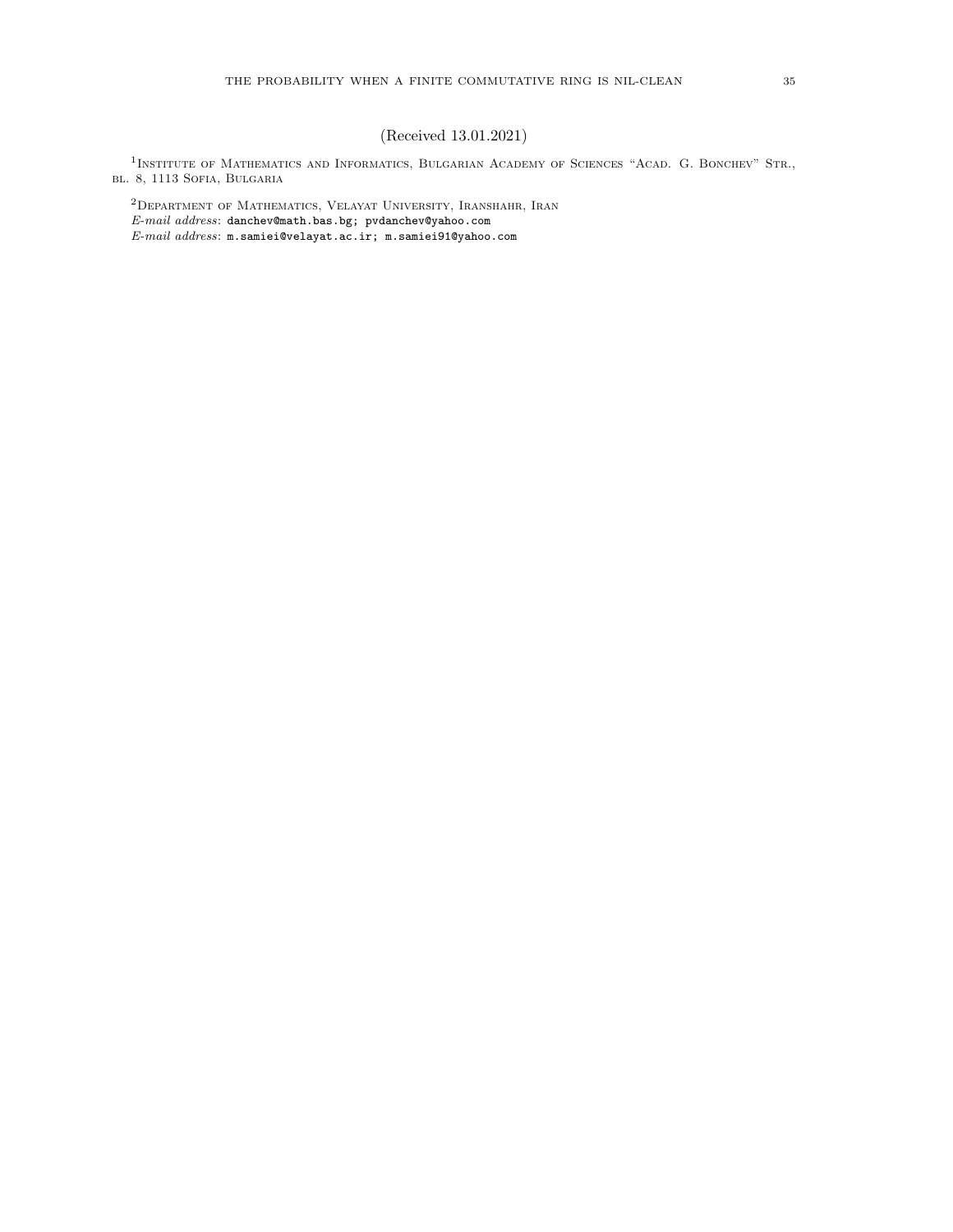(Received 13.01.2021)

[1]Institute of Mathematics and Informatics, Bulgarian Academy of Sciences "Acad. G. Bonchev" Str., bl. 8, 1113 Sofia, Bulgaria

[2]Department of Mathematics, Velayat University, Iranshahr, Iran

*E-mail address*: danchev@math.bas.bg; pvdanchev@yahoo.com

*E-mail address*: m.samiei@velayat.ac.ir; m.samiei91@yahoo.com